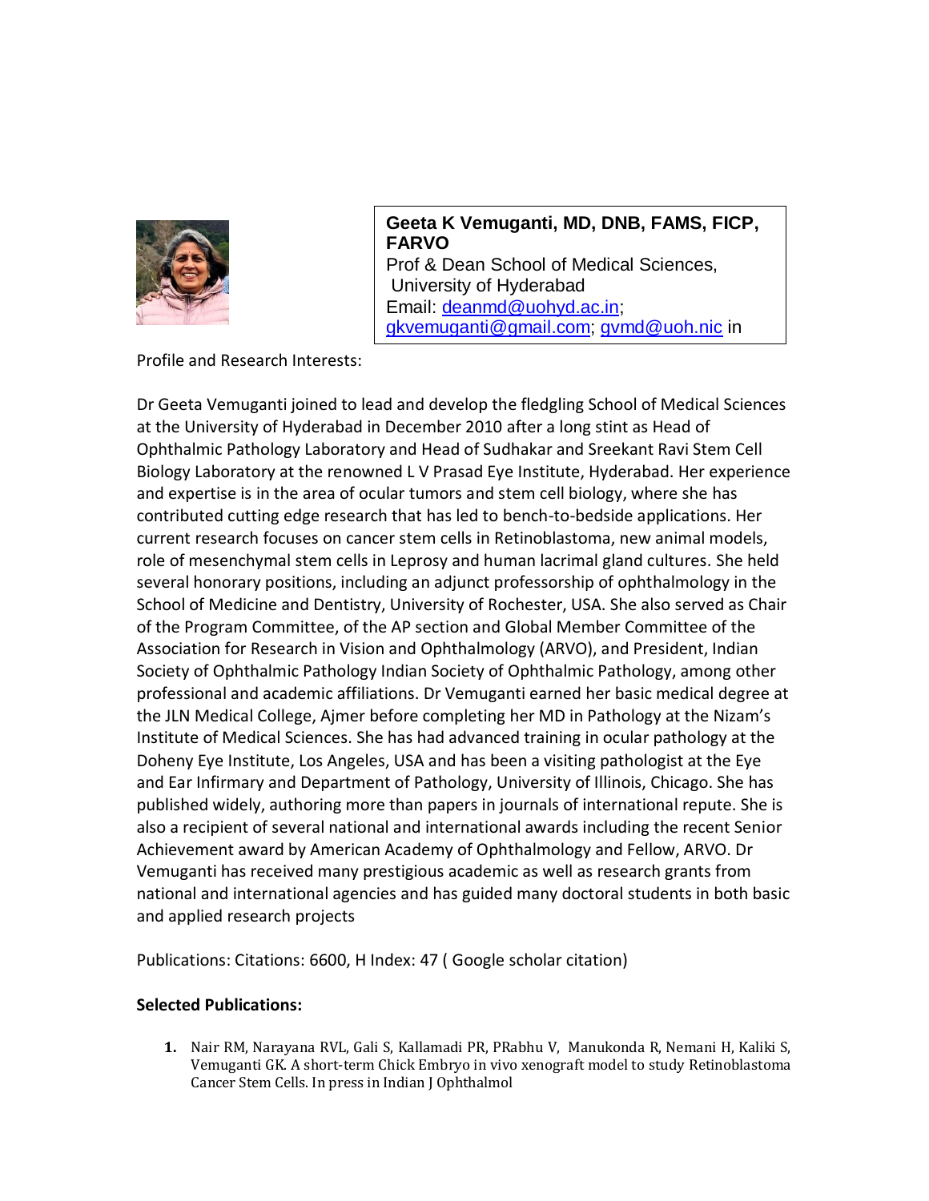**Geeta K Vemuganti, MD, DNB, FAMS, FICP, FARVO**
Prof & Dean School of Medical Sciences,
University of Hyderabad
Email: deanmd@uohyd.ac.in; gkvemuganti@gmail.com; gvmd@uoh.nic in

Profile and Research Interests:

Dr Geeta Vemuganti joined to lead and develop the fledgling School of Medical Sciences at the University of Hyderabad in December 2010 after a long stint as Head of Ophthalmic Pathology Laboratory and Head of Sudhakar and Sreekant Ravi Stem Cell Biology Laboratory at the renowned L V Prasad Eye Institute, Hyderabad. Her experience and expertise is in the area of ocular tumors and stem cell biology, where she has contributed cutting edge research that has led to bench-to-bedside applications. Her current research focuses on cancer stem cells in Retinoblastoma, new animal models, role of mesenchymal stem cells in Leprosy and human lacrimal gland cultures. She held several honorary positions, including an adjunct professorship of ophthalmology in the School of Medicine and Dentistry, University of Rochester, USA. She also served as Chair of the Program Committee, of the AP section and Global Member Committee of the Association for Research in Vision and Ophthalmology (ARVO), and President, Indian Society of Ophthalmic Pathology Indian Society of Ophthalmic Pathology, among other professional and academic affiliations. Dr Vemuganti earned her basic medical degree at the JLN Medical College, Ajmer before completing her MD in Pathology at the Nizam's Institute of Medical Sciences. She has had advanced training in ocular pathology at the Doheny Eye Institute, Los Angeles, USA and has been a visiting pathologist at the Eye and Ear Infirmary and Department of Pathology, University of Illinois, Chicago. She has published widely, authoring more than papers in journals of international repute. She is also a recipient of several national and international awards including the recent Senior Achievement award by American Academy of Ophthalmology and Fellow, ARVO. Dr Vemuganti has received many prestigious academic as well as research grants from national and international agencies and has guided many doctoral students in both basic and applied research projects

Publications: Citations: 6600, H Index: 47 ( Google scholar citation)

**Selected Publications:**

1. Nair RM, Narayana RVL, Gali S, Kallamadi PR, PRabhu V, Manukonda R, Nemani H, Kaliki S, Vemuganti GK. A short-term Chick Embryo in vivo xenograft model to study Retinoblastoma Cancer Stem Cells. In press in Indian J Ophthalmol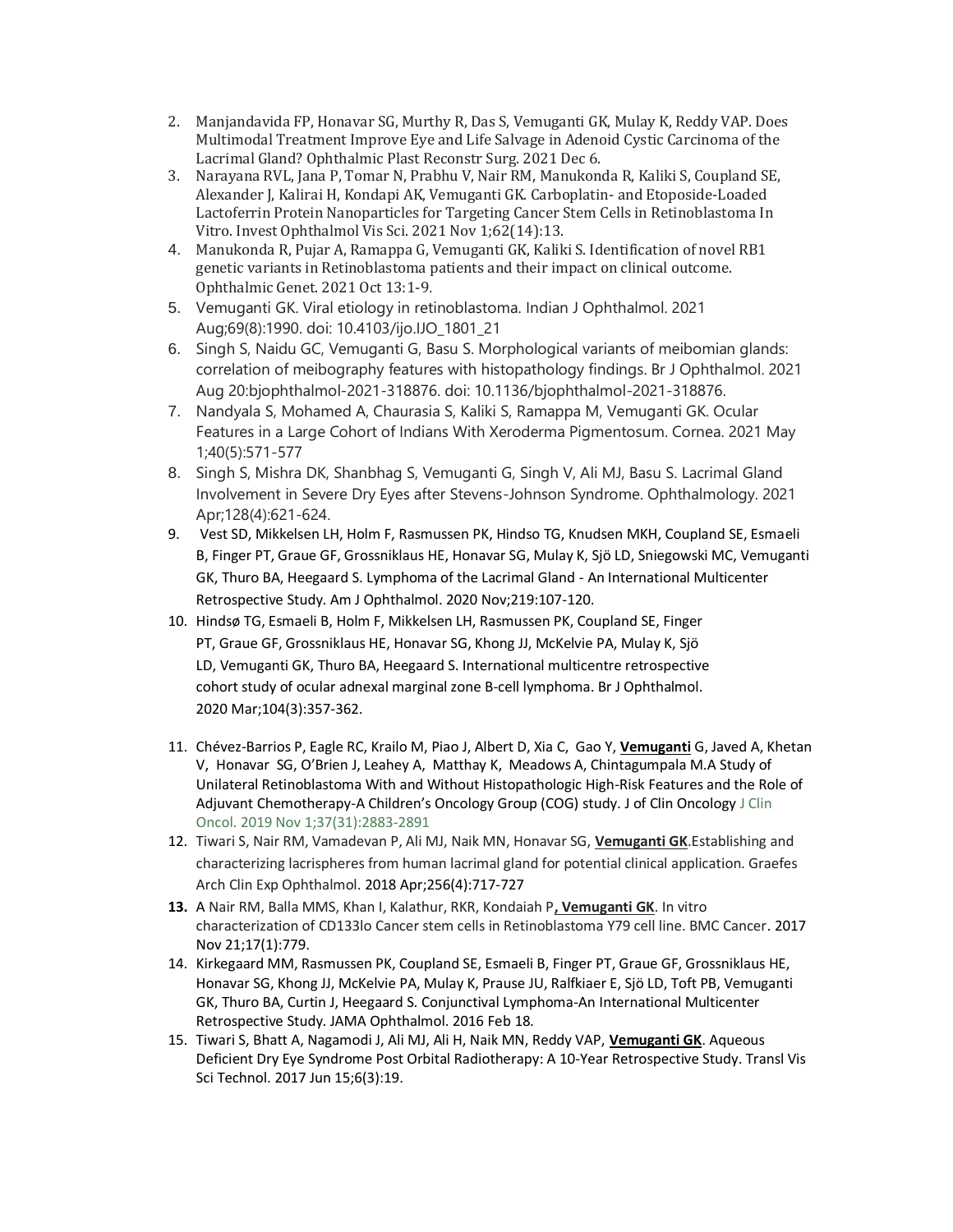2. Manjandavida FP, Honavar SG, Murthy R, Das S, Vemuganti GK, Mulay K, Reddy VAP. Does Multimodal Treatment Improve Eye and Life Salvage in Adenoid Cystic Carcinoma of the Lacrimal Gland? Ophthalmic Plast Reconstr Surg. 2021 Dec 6.
3. Narayana RVL, Jana P, Tomar N, Prabhu V, Nair RM, Manukonda R, Kaliki S, Coupland SE, Alexander J, Kalirai H, Kondapi AK, Vemuganti GK. Carboplatin- and Etoposide-Loaded Lactoferrin Protein Nanoparticles for Targeting Cancer Stem Cells in Retinoblastoma In Vitro. Invest Ophthalmol Vis Sci. 2021 Nov 1;62(14):13.
4. Manukonda R, Pujar A, Ramappa G, Vemuganti GK, Kaliki S. Identification of novel RB1 genetic variants in Retinoblastoma patients and their impact on clinical outcome. Ophthalmic Genet. 2021 Oct 13:1-9.
5. Vemuganti GK. Viral etiology in retinoblastoma. Indian J Ophthalmol. 2021 Aug;69(8):1990. doi: 10.4103/ijo.IJO_1801_21
6. Singh S, Naidu GC, Vemuganti G, Basu S. Morphological variants of meibomian glands: correlation of meibography features with histopathology findings. Br J Ophthalmol. 2021 Aug 20:bjophthalmol-2021-318876. doi: 10.1136/bjophthalmol-2021-318876.
7. Nandyala S, Mohamed A, Chaurasia S, Kaliki S, Ramappa M, Vemuganti GK. Ocular Features in a Large Cohort of Indians With Xeroderma Pigmentosum. Cornea. 2021 May 1;40(5):571-577
8. Singh S, Mishra DK, Shanbhag S, Vemuganti G, Singh V, Ali MJ, Basu S. Lacrimal Gland Involvement in Severe Dry Eyes after Stevens-Johnson Syndrome. Ophthalmology. 2021 Apr;128(4):621-624.
9. Vest SD, Mikkelsen LH, Holm F, Rasmussen PK, Hindso TG, Knudsen MKH, Coupland SE, Esmaeli B, Finger PT, Graue GF, Grossniklaus HE, Honavar SG, Mulay K, Sjö LD, Sniegowski MC, Vemuganti GK, Thuro BA, Heegaard S. Lymphoma of the Lacrimal Gland - An International Multicenter Retrospective Study. Am J Ophthalmol. 2020 Nov;219:107-120.
10. Hindsø TG, Esmaeli B, Holm F, Mikkelsen LH, Rasmussen PK, Coupland SE, Finger PT, Graue GF, Grossniklaus HE, Honavar SG, Khong JJ, McKelvie PA, Mulay K, Sjö LD, Vemuganti GK, Thuro BA, Heegaard S. International multicentre retrospective cohort study of ocular adnexal marginal zone B-cell lymphoma. Br J Ophthalmol. 2020 Mar;104(3):357-362.
11. Chévez-Barrios P, Eagle RC, Krailo M, Piao J, Albert D, Xia C, Gao Y, **Vemuganti** G, Javed A, Khetan V, Honavar SG, O'Brien J, Leahey A, Matthay K, Meadows A, Chintagumpala M.A Study of Unilateral Retinoblastoma With and Without Histopathologic High-Risk Features and the Role of Adjuvant Chemotherapy-A Children's Oncology Group (COG) study. J of Clin Oncology J Clin Oncol. 2019 Nov 1;37(31):2883-2891
12. Tiwari S, Nair RM, Vamadevan P, Ali MJ, Naik MN, Honavar SG, **Vemuganti GK**.Establishing and characterizing lacrispheres from human lacrimal gland for potential clinical application. Graefes Arch Clin Exp Ophthalmol. 2018 Apr;256(4):717-727
13. A Nair RM, Balla MMS, Khan I, Kalathur, RKR, Kondaiah P**, Vemuganti GK**. In vitro characterization of CD133lo Cancer stem cells in Retinoblastoma Y79 cell line. BMC Cancer. 2017 Nov 21;17(1):779.
14. Kirkegaard MM, Rasmussen PK, Coupland SE, Esmaeli B, Finger PT, Graue GF, Grossniklaus HE, Honavar SG, Khong JJ, McKelvie PA, Mulay K, Prause JU, Ralfkiaer E, Sjö LD, Toft PB, Vemuganti GK, Thuro BA, Curtin J, Heegaard S. Conjunctival Lymphoma-An International Multicenter Retrospective Study. JAMA Ophthalmol. 2016 Feb 18.
15. Tiwari S, Bhatt A, Nagamodi J, Ali MJ, Ali H, Naik MN, Reddy VAP, **Vemuganti GK**. Aqueous Deficient Dry Eye Syndrome Post Orbital Radiotherapy: A 10-Year Retrospective Study. Transl Vis Sci Technol. 2017 Jun 15;6(3):19.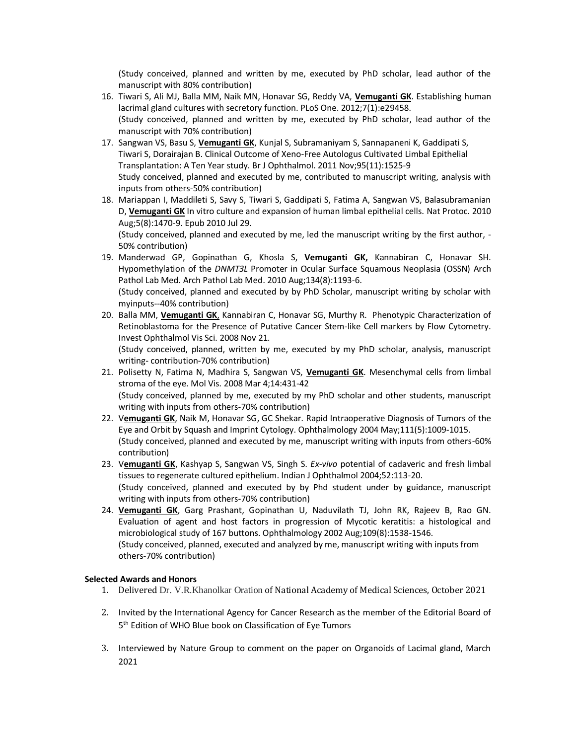(Study conceived, planned and written by me, executed by PhD scholar, lead author of the manuscript with 80% contribution)

16. Tiwari S, Ali MJ, Balla MM, Naik MN, Honavar SG, Reddy VA, **Vemuganti GK**. Establishing human lacrimal gland cultures with secretory function. PLoS One. 2012;7(1):e29458.
    (Study conceived, planned and written by me, executed by PhD scholar, lead author of the manuscript with 70% contribution)
17. Sangwan VS, Basu S, **Vemuganti GK**, Kunjal S, Subramaniyam S, Sannapaneni K, Gaddipati S, Tiwari S, Dorairajan B. Clinical Outcome of Xeno-Free Autologus Cultivated Limbal Epithelial Transplantation: A Ten Year study. Br J Ophthalmol. 2011 Nov;95(11):1525-9
    Study conceived, planned and executed by me, contributed to manuscript writing, analysis with inputs from others-50% contribution)
18. Mariappan I, Maddileti S, Savy S, Tiwari S, Gaddipati S, Fatima A, Sangwan VS, Balasubramanian D, **Vemuganti GK** In vitro culture and expansion of human limbal epithelial cells. Nat Protoc. 2010 Aug;5(8):1470-9. Epub 2010 Jul 29.
    (Study conceived, planned and executed by me, led the manuscript writing by the first author, -50% contribution)
19. Manderwad GP, Gopinathan G, Khosla S, **Vemuganti GK,** Kannabiran C, Honavar SH. Hypomethylation of the *DNMT3L* Promoter in Ocular Surface Squamous Neoplasia (OSSN) Arch Pathol Lab Med. Arch Pathol Lab Med. 2010 Aug;134(8):1193-6.
    (Study conceived, planned and executed by by PhD Scholar, manuscript writing by scholar with myinputs--40% contribution)
20. Balla MM, **Vemuganti GK**, Kannabiran C, Honavar SG, Murthy R. Phenotypic Characterization of Retinoblastoma for the Presence of Putative Cancer Stem-like Cell markers by Flow Cytometry. Invest Ophthalmol Vis Sci. 2008 Nov 21.
    (Study conceived, planned, written by me, executed by my PhD scholar, analysis, manuscript writing- contribution-70% contribution)
21. Polisetty N, Fatima N, Madhira S, Sangwan VS, **Vemuganti GK**. Mesenchymal cells from limbal stroma of the eye. Mol Vis. 2008 Mar 4;14:431-42
    (Study conceived, planned by me, executed by my PhD scholar and other students, manuscript writing with inputs from others-70% contribution)
22. V**emuganti GK**, Naik M, Honavar SG, GC Shekar. Rapid Intraoperative Diagnosis of Tumors of the Eye and Orbit by Squash and Imprint Cytology. Ophthalmology 2004 May;111(5):1009-1015.
    (Study conceived, planned and executed by me, manuscript writing with inputs from others-60% contribution)
23. V**emuganti GK**, Kashyap S, Sangwan VS, Singh S. *Ex-vivo* potential of cadaveric and fresh limbal tissues to regenerate cultured epithelium. Indian J Ophthalmol 2004;52:113-20.
    (Study conceived, planned and executed by by Phd student under by guidance, manuscript writing with inputs from others-70% contribution)
24. **Vemuganti GK**, Garg Prashant, Gopinathan U, Naduvilath TJ, John RK, Rajeev B, Rao GN. Evaluation of agent and host factors in progression of Mycotic keratitis: a histological and microbiological study of 167 buttons. Ophthalmology 2002 Aug;109(8):1538-1546.
    (Study conceived, planned, executed and analyzed by me, manuscript writing with inputs from others-70% contribution)

**Selected Awards and Honors**

1. Delivered Dr. V.R.Khanolkar Oration of National Academy of Medical Sciences, October 2021
2. Invited by the International Agency for Cancer Research as the member of the Editorial Board of 5th Edition of WHO Blue book on Classification of Eye Tumors
3. Interviewed by Nature Group to comment on the paper on Organoids of Lacimal gland, March 2021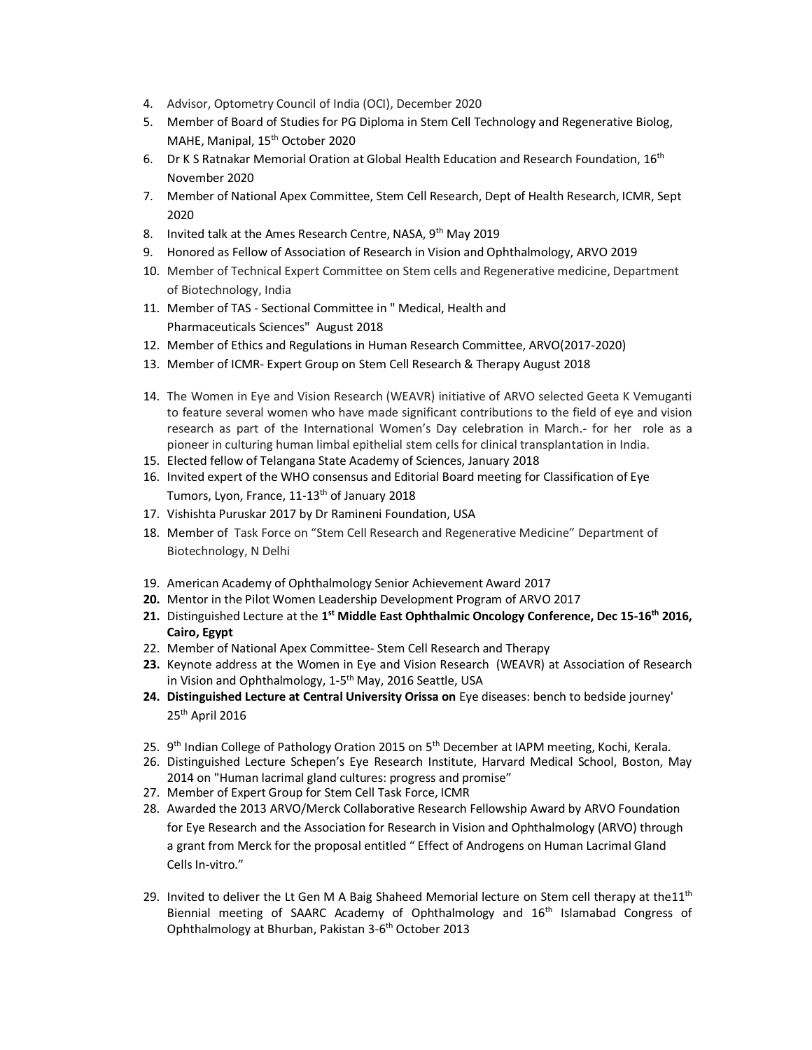4. Advisor, Optometry Council of India (OCI), December 2020
5. Member of Board of Studies for PG Diploma in Stem Cell Technology and Regenerative Biolog, MAHE, Manipal, 15th October 2020
6. Dr K S Ratnakar Memorial Oration at Global Health Education and Research Foundation, 16th November 2020
7. Member of National Apex Committee, Stem Cell Research, Dept of Health Research, ICMR, Sept 2020
8. Invited talk at the Ames Research Centre, NASA, 9th May 2019
9. Honored as Fellow of Association of Research in Vision and Ophthalmology, ARVO 2019
10. Member of Technical Expert Committee on Stem cells and Regenerative medicine, Department of Biotechnology, India
11. Member of TAS - Sectional Committee in " Medical, Health and Pharmaceuticals Sciences" August 2018
12. Member of Ethics and Regulations in Human Research Committee, ARVO(2017-2020)
13. Member of ICMR- Expert Group on Stem Cell Research & Therapy August 2018
14. The Women in Eye and Vision Research (WEAVR) initiative of ARVO selected Geeta K Vemuganti to feature several women who have made significant contributions to the field of eye and vision research as part of the International Women's Day celebration in March.- for her role as a pioneer in culturing human limbal epithelial stem cells for clinical transplantation in India.
15. Elected fellow of Telangana State Academy of Sciences, January 2018
16. Invited expert of the WHO consensus and Editorial Board meeting for Classification of Eye Tumors, Lyon, France, 11-13th of January 2018
17. Vishishta Puruskar 2017 by Dr Ramineni Foundation, USA
18. Member of Task Force on "Stem Cell Research and Regenerative Medicine" Department of Biotechnology, N Delhi
19. American Academy of Ophthalmology Senior Achievement Award 2017
20. Mentor in the Pilot Women Leadership Development Program of ARVO 2017
21. Distinguished Lecture at the **1st Middle East Ophthalmic Oncology Conference, Dec 15-16th 2016, Cairo, Egypt**
22. Member of National Apex Committee- Stem Cell Research and Therapy
23. Keynote address at the Women in Eye and Vision Research (WEAVR) at Association of Research in Vision and Ophthalmology, 1-5th May, 2016 Seattle, USA
24. **Distinguished Lecture at Central University Orissa on** Eye diseases: bench to bedside journey' 25th April 2016
25. 9th Indian College of Pathology Oration 2015 on 5th December at IAPM meeting, Kochi, Kerala.
26. Distinguished Lecture Schepen's Eye Research Institute, Harvard Medical School, Boston, May 2014 on "Human lacrimal gland cultures: progress and promise"
27. Member of Expert Group for Stem Cell Task Force, ICMR
28. Awarded the 2013 ARVO/Merck Collaborative Research Fellowship Award by ARVO Foundation for Eye Research and the Association for Research in Vision and Ophthalmology (ARVO) through a grant from Merck for the proposal entitled " Effect of Androgens on Human Lacrimal Gland Cells In-vitro."
29. Invited to deliver the Lt Gen M A Baig Shaheed Memorial lecture on Stem cell therapy at the11th Biennial meeting of SAARC Academy of Ophthalmology and 16th Islamabad Congress of Ophthalmology at Bhurban, Pakistan 3-6th October 2013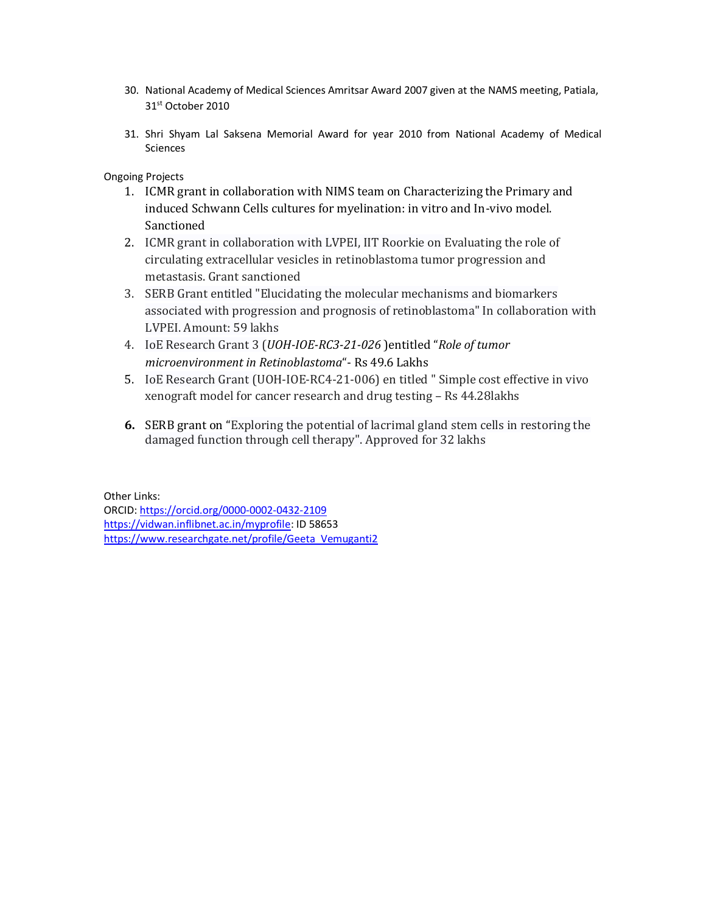30. National Academy of Medical Sciences Amritsar Award 2007 given at the NAMS meeting, Patiala, 31st October 2010

31. Shri Shyam Lal Saksena Memorial Award for year 2010 from National Academy of Medical Sciences

Ongoing Projects

1. ICMR grant in collaboration with NIMS team on Characterizing the Primary and induced Schwann Cells cultures for myelination: in vitro and In-vivo model. Sanctioned
2. ICMR grant in collaboration with LVPEI, IIT Roorkie on Evaluating the role of circulating extracellular vesicles in retinoblastoma tumor progression and metastasis. Grant sanctioned
3. SERB Grant entitled "Elucidating the molecular mechanisms and biomarkers associated with progression and prognosis of retinoblastoma" In collaboration with LVPEI. Amount: 59 lakhs
4. IoE Research Grant 3 (*UOH-IOE-RC3-21-026* )entitled "*Role of tumor microenvironment in Retinoblastoma*"- Rs 49.6 Lakhs
5. IoE Research Grant (UOH-IOE-RC4-21-006) en titled " Simple cost effective in vivo xenograft model for cancer research and drug testing – Rs 44.28lakhs
6. SERB grant on "Exploring the potential of lacrimal gland stem cells in restoring the damaged function through cell therapy". Approved for 32 lakhs

Other Links:
ORCID: https://orcid.org/0000-0002-0432-2109
https://vidwan.inflibnet.ac.in/myprofile: ID 58653
https://www.researchgate.net/profile/Geeta_Vemuganti2